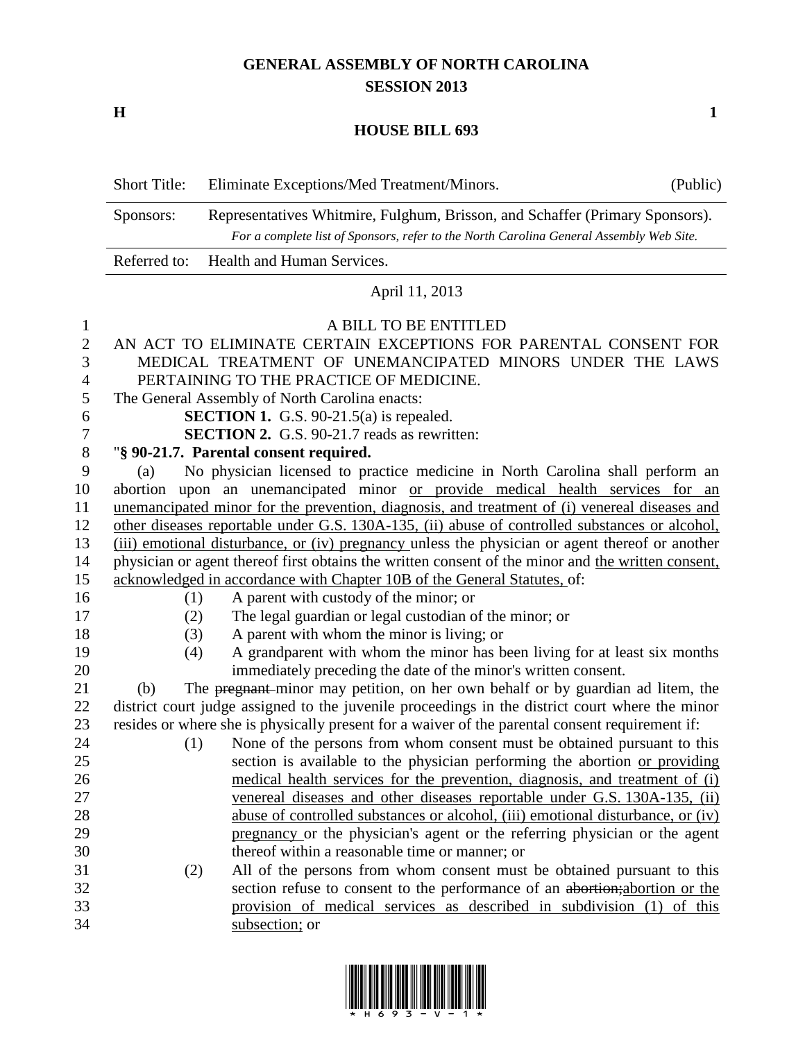# GENERAL ASSEMBLY OF NORTH CAROLINA
## SESSION 2013

**H** **1**

## HOUSE BILL 693

| | | |
|---|---|---|
| Short Title: | Eliminate Exceptions/Med Treatment/Minors. | (Public) |
| Sponsors: | Representatives Whitmire, Fulghum, Brisson, and Schaffer (Primary Sponsors). *For a complete list of Sponsors, refer to the North Carolina General Assembly Web Site.* | |
| Referred to: | Health and Human Services. | |

April 11, 2013

A BILL TO BE ENTITLED

AN ACT TO ELIMINATE CERTAIN EXCEPTIONS FOR PARENTAL CONSENT FOR MEDICAL TREATMENT OF UNEMANCIPATED MINORS UNDER THE LAWS PERTAINING TO THE PRACTICE OF MEDICINE.

The General Assembly of North Carolina enacts:

**SECTION 1.** G.S. 90-21.5(a) is repealed.

**SECTION 2.** G.S. 90-21.7 reads as rewritten:

"**§ 90-21.7. Parental consent required.**

(a) No physician licensed to practice medicine in North Carolina shall perform an abortion upon an unemancipated minor <u>or provide medical health services for an unemancipated minor for the prevention, diagnosis, and treatment of (i) venereal diseases and other diseases reportable under G.S. 130A-135, (ii) abuse of controlled substances or alcohol, (iii) emotional disturbance, or (iv) pregnancy</u> unless the physician or agent thereof or another physician or agent thereof first obtains the written consent of the minor and <u>the written consent, acknowledged in accordance with Chapter 10B of the General Statutes,</u> of:

(1) A parent with custody of the minor; or

(2) The legal guardian or legal custodian of the minor; or

(3) A parent with whom the minor is living; or

(4) A grandparent with whom the minor has been living for at least six months immediately preceding the date of the minor's written consent.

(b) The ~~pregnant~~ minor may petition, on her own behalf or by guardian ad litem, the district court judge assigned to the juvenile proceedings in the district court where the minor resides or where she is physically present for a waiver of the parental consent requirement if:

(1) None of the persons from whom consent must be obtained pursuant to this section is available to the physician performing the abortion <u>or providing medical health services for the prevention, diagnosis, and treatment of (i) venereal diseases and other diseases reportable under G.S. 130A-135, (ii) abuse of controlled substances or alcohol, (iii) emotional disturbance, or (iv) pregnancy</u> or the physician's agent or the referring physician or the agent thereof within a reasonable time or manner; or

(2) All of the persons from whom consent must be obtained pursuant to this section refuse to consent to the performance of an ~~abortion;~~<u>abortion or the provision of medical services as described in subdivision (1) of this subsection;</u> or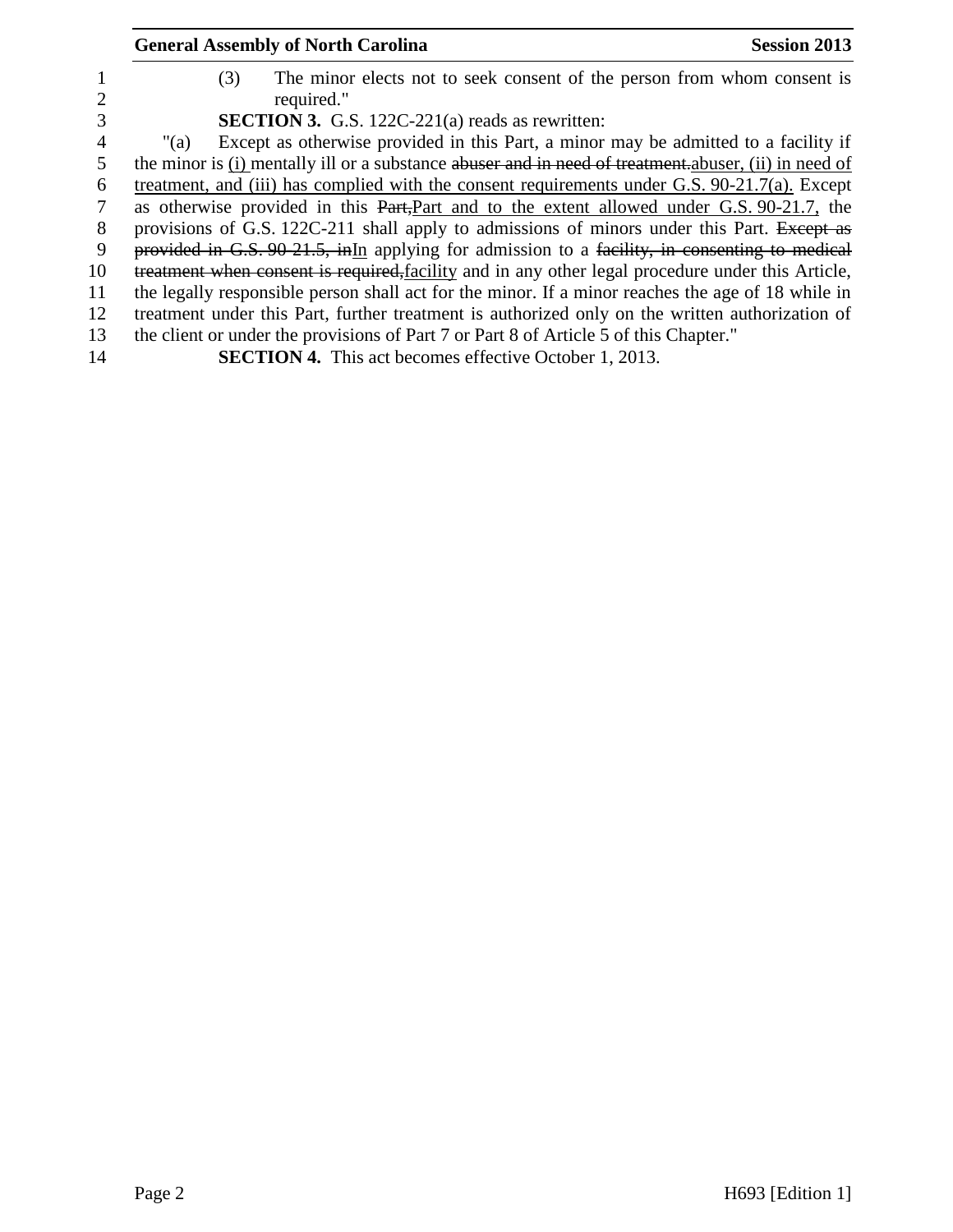(3) The minor elects not to seek consent of the person from whom consent is required."

**SECTION 3.** G.S. 122C-221(a) reads as rewritten:

"(a) Except as otherwise provided in this Part, a minor may be admitted to a facility if the minor is <u>(i)</u> mentally ill or a substance ~~abuser and in need of treatment.~~<u>abuser, (ii) in need of treatment, and (iii) has complied with the consent requirements under G.S. 90-21.7(a).</u> Except as otherwise provided in this ~~Part,~~<u>Part and to the extent allowed under G.S. 90-21.7,</u> the provisions of G.S. 122C-211 shall apply to admissions of minors under this Part. ~~Except as provided in G.S. 90-21.5, in~~<u>In</u> applying for admission to a ~~facility, in consenting to medical treatment when consent is required,~~<u>facility</u> and in any other legal procedure under this Article, the legally responsible person shall act for the minor. If a minor reaches the age of 18 while in treatment under this Part, further treatment is authorized only on the written authorization of the client or under the provisions of Part 7 or Part 8 of Article 5 of this Chapter."

**SECTION 4.** This act becomes effective October 1, 2013.